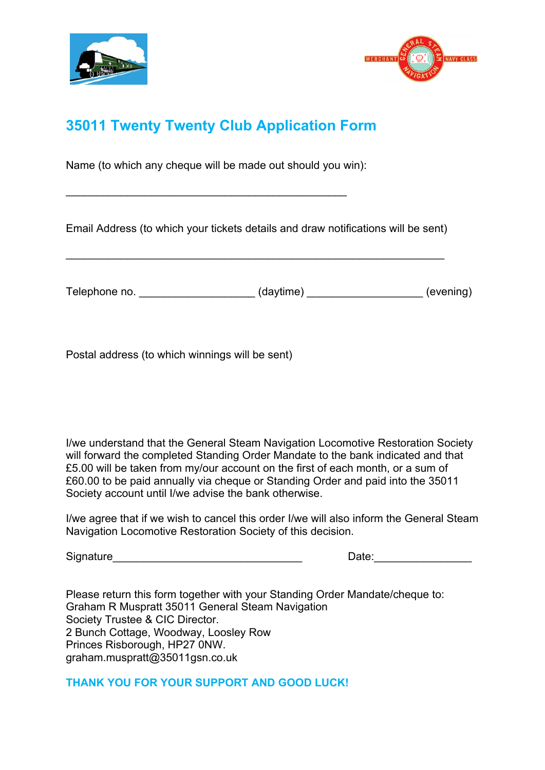# 35011 Twenty Twenty Club Application Form

Name (to which any cheque will be made out should you win):

_______________________________________________

Email Address (to which your tickets details and draw notifications will be sent)

_______________________________________________________________

Telephone no. ___________________ (daytime) ___________________ (evening)

Postal address (to which winnings will be sent)

I/we understand that the General Steam Navigation Locomotive Restoration Society will forward the completed Standing Order Mandate to the bank indicated and that £5.00 will be taken from my/our account on the first of each month, or a sum of £60.00 to be paid annually via cheque or Standing Order and paid into the 35011 Society account until I/we advise the bank otherwise.

I/we agree that if we wish to cancel this order I/we will also inform the General Steam Navigation Locomotive Restoration Society of this decision.

Signature_______________________________ Date:________________

Please return this form together with your Standing Order Mandate/cheque to:
Graham R Muspratt 35011 General Steam Navigation
Society Trustee & CIC Director.
2 Bunch Cottage, Woodway, Loosley Row
Princes Risborough, HP27 0NW.
graham.muspratt@35011gsn.co.uk

**THANK YOU FOR YOUR SUPPORT AND GOOD LUCK!**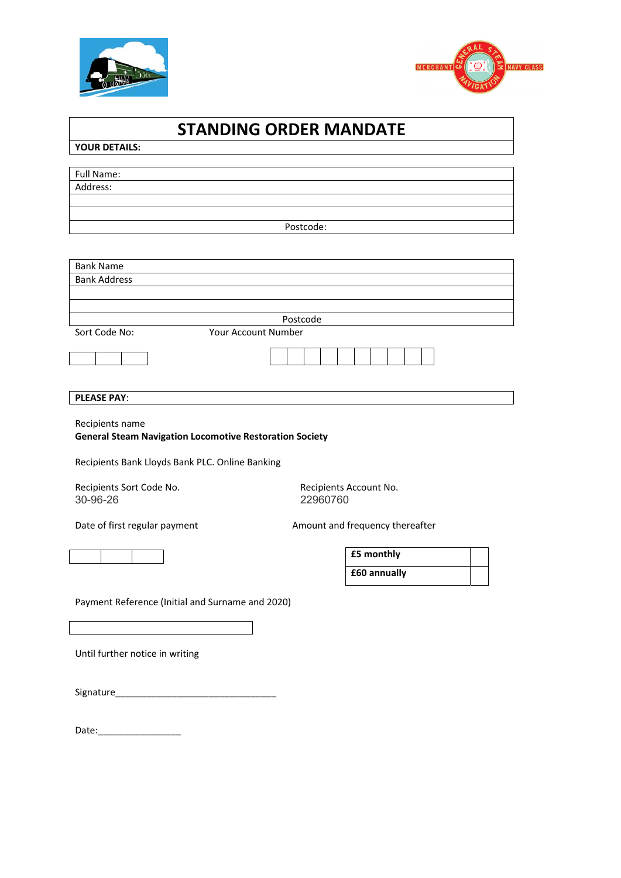# STANDING ORDER MANDATE

**YOUR DETAILS:**

Full Name:

Address:

Postcode:

Bank Name

Bank Address

Postcode

Sort Code No:

Your Account Number

**PLEASE PAY**:

Recipients name

**General Steam Navigation Locomotive Restoration Society**

Recipients Bank Lloyds Bank PLC. Online Banking

Recipients Sort Code No.
30-96-26

Recipients Account No.
22960760

Date of first regular payment

Amount and frequency thereafter

| | |
|---|---|
| **£5 monthly** | |
| **£60 annually** | |

Payment Reference (Initial and Surname and 2020)

Until further notice in writing

Signature_________________________________

Date:_________________